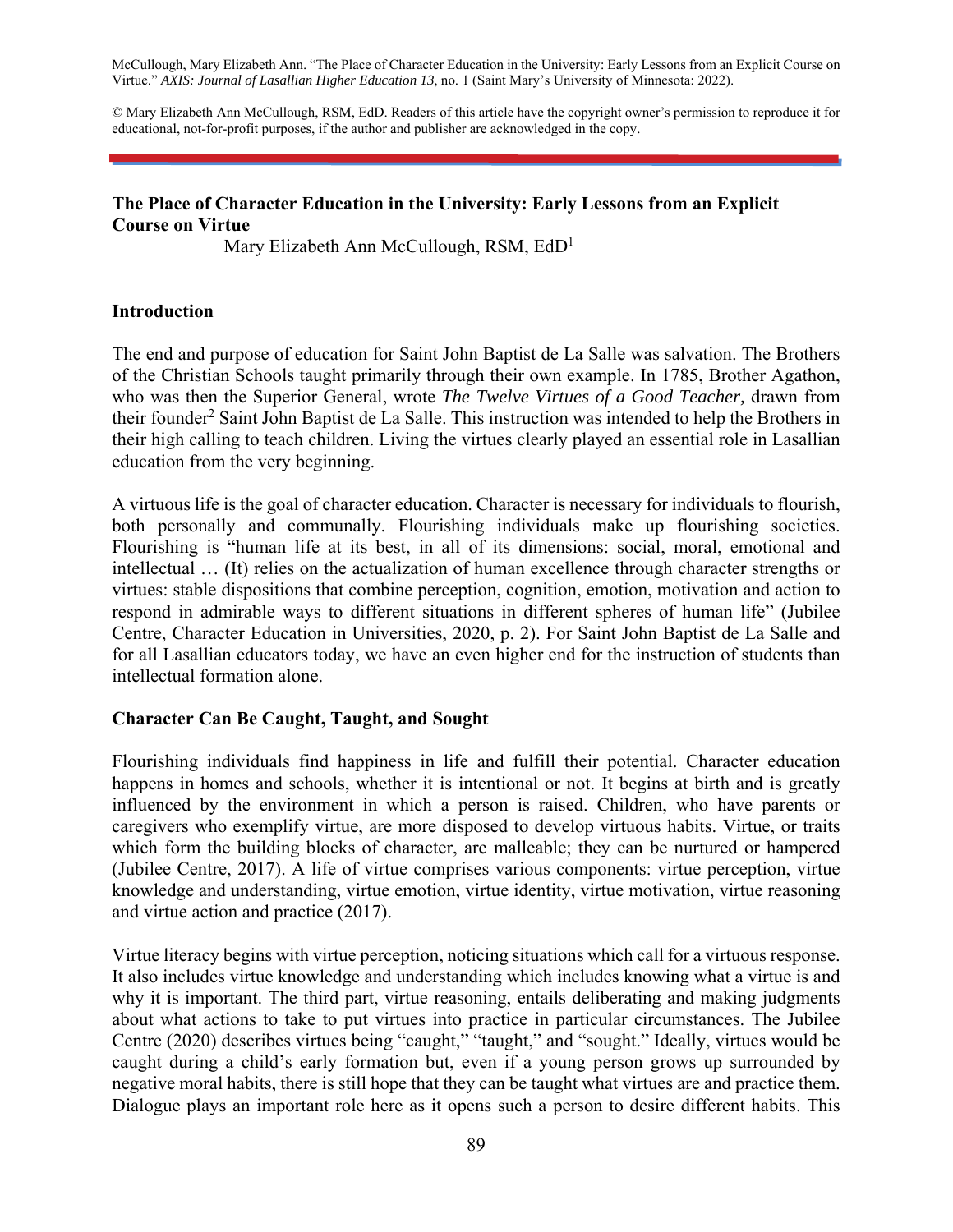McCullough, Mary Elizabeth Ann. "The Place of Character Education in the University: Early Lessons from an Explicit Course on Virtue." *AXIS: Journal of Lasallian Higher Education 13*, no. 1 (Saint Mary's University of Minnesota: 2022).

© Mary Elizabeth Ann McCullough, RSM, EdD. Readers of this article have the copyright owner's permission to reproduce it for educational, not-for-profit purposes, if the author and publisher are acknowledged in the copy.

# The Place of Character Education in the University: Early Lessons from an Explicit Course on Virtue

Mary Elizabeth Ann McCullough, RSM, EdD[1]

## Introduction

The end and purpose of education for Saint John Baptist de La Salle was salvation. The Brothers of the Christian Schools taught primarily through their own example. In 1785, Brother Agathon, who was then the Superior General, wrote *The Twelve Virtues of a Good Teacher,* drawn from their founder[2] Saint John Baptist de La Salle. This instruction was intended to help the Brothers in their high calling to teach children. Living the virtues clearly played an essential role in Lasallian education from the very beginning.

A virtuous life is the goal of character education. Character is necessary for individuals to flourish, both personally and communally. Flourishing individuals make up flourishing societies. Flourishing is "human life at its best, in all of its dimensions: social, moral, emotional and intellectual … (It) relies on the actualization of human excellence through character strengths or virtues: stable dispositions that combine perception, cognition, emotion, motivation and action to respond in admirable ways to different situations in different spheres of human life" (Jubilee Centre, Character Education in Universities, 2020, p. 2). For Saint John Baptist de La Salle and for all Lasallian educators today, we have an even higher end for the instruction of students than intellectual formation alone.

## Character Can Be Caught, Taught, and Sought

Flourishing individuals find happiness in life and fulfill their potential. Character education happens in homes and schools, whether it is intentional or not. It begins at birth and is greatly influenced by the environment in which a person is raised. Children, who have parents or caregivers who exemplify virtue, are more disposed to develop virtuous habits. Virtue, or traits which form the building blocks of character, are malleable; they can be nurtured or hampered (Jubilee Centre, 2017). A life of virtue comprises various components: virtue perception, virtue knowledge and understanding, virtue emotion, virtue identity, virtue motivation, virtue reasoning and virtue action and practice (2017).

Virtue literacy begins with virtue perception, noticing situations which call for a virtuous response. It also includes virtue knowledge and understanding which includes knowing what a virtue is and why it is important. The third part, virtue reasoning, entails deliberating and making judgments about what actions to take to put virtues into practice in particular circumstances. The Jubilee Centre (2020) describes virtues being "caught," "taught," and "sought." Ideally, virtues would be caught during a child's early formation but, even if a young person grows up surrounded by negative moral habits, there is still hope that they can be taught what virtues are and practice them. Dialogue plays an important role here as it opens such a person to desire different habits. This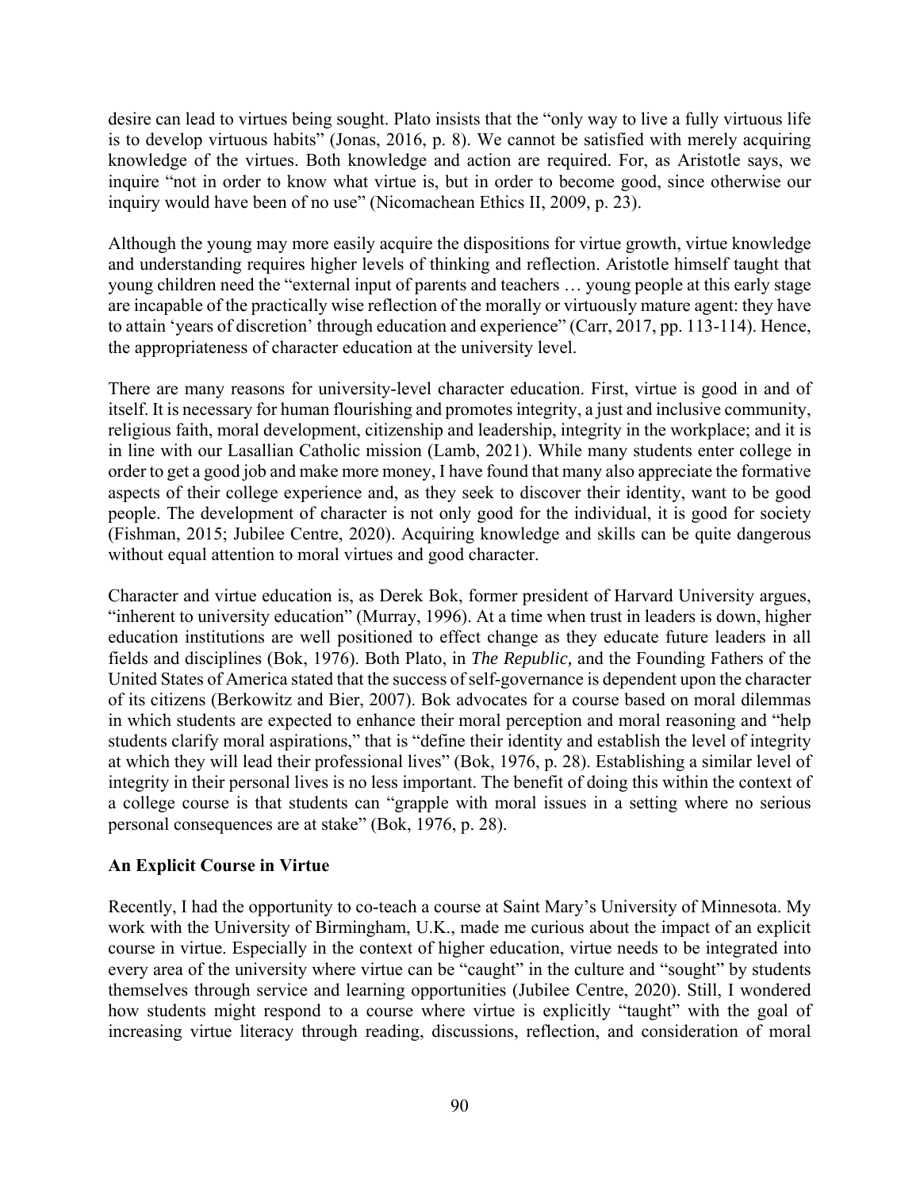desire can lead to virtues being sought. Plato insists that the "only way to live a fully virtuous life is to develop virtuous habits" (Jonas, 2016, p. 8). We cannot be satisfied with merely acquiring knowledge of the virtues. Both knowledge and action are required. For, as Aristotle says, we inquire "not in order to know what virtue is, but in order to become good, since otherwise our inquiry would have been of no use" (Nicomachean Ethics II, 2009, p. 23).

Although the young may more easily acquire the dispositions for virtue growth, virtue knowledge and understanding requires higher levels of thinking and reflection. Aristotle himself taught that young children need the "external input of parents and teachers … young people at this early stage are incapable of the practically wise reflection of the morally or virtuously mature agent: they have to attain 'years of discretion' through education and experience" (Carr, 2017, pp. 113-114). Hence, the appropriateness of character education at the university level.

There are many reasons for university-level character education. First, virtue is good in and of itself. It is necessary for human flourishing and promotes integrity, a just and inclusive community, religious faith, moral development, citizenship and leadership, integrity in the workplace; and it is in line with our Lasallian Catholic mission (Lamb, 2021). While many students enter college in order to get a good job and make more money, I have found that many also appreciate the formative aspects of their college experience and, as they seek to discover their identity, want to be good people. The development of character is not only good for the individual, it is good for society (Fishman, 2015; Jubilee Centre, 2020). Acquiring knowledge and skills can be quite dangerous without equal attention to moral virtues and good character.

Character and virtue education is, as Derek Bok, former president of Harvard University argues, "inherent to university education" (Murray, 1996). At a time when trust in leaders is down, higher education institutions are well positioned to effect change as they educate future leaders in all fields and disciplines (Bok, 1976). Both Plato, in *The Republic,* and the Founding Fathers of the United States of America stated that the success of self-governance is dependent upon the character of its citizens (Berkowitz and Bier, 2007). Bok advocates for a course based on moral dilemmas in which students are expected to enhance their moral perception and moral reasoning and "help students clarify moral aspirations," that is "define their identity and establish the level of integrity at which they will lead their professional lives" (Bok, 1976, p. 28). Establishing a similar level of integrity in their personal lives is no less important. The benefit of doing this within the context of a college course is that students can "grapple with moral issues in a setting where no serious personal consequences are at stake" (Bok, 1976, p. 28).

**An Explicit Course in Virtue**

Recently, I had the opportunity to co-teach a course at Saint Mary's University of Minnesota. My work with the University of Birmingham, U.K., made me curious about the impact of an explicit course in virtue. Especially in the context of higher education, virtue needs to be integrated into every area of the university where virtue can be "caught" in the culture and "sought" by students themselves through service and learning opportunities (Jubilee Centre, 2020). Still, I wondered how students might respond to a course where virtue is explicitly "taught" with the goal of increasing virtue literacy through reading, discussions, reflection, and consideration of moral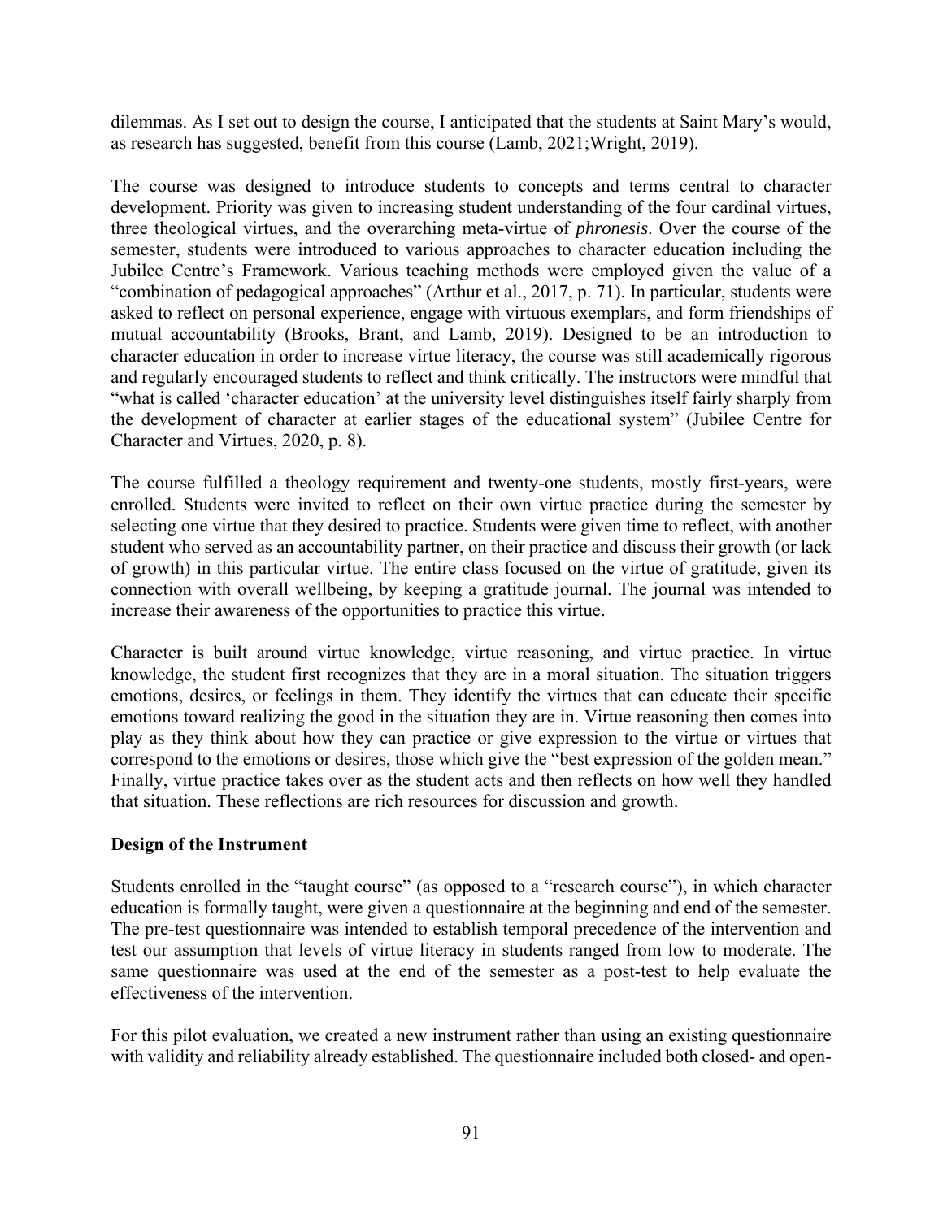dilemmas. As I set out to design the course, I anticipated that the students at Saint Mary's would, as research has suggested, benefit from this course (Lamb, 2021;Wright, 2019).

The course was designed to introduce students to concepts and terms central to character development. Priority was given to increasing student understanding of the four cardinal virtues, three theological virtues, and the overarching meta-virtue of *phronesis*. Over the course of the semester, students were introduced to various approaches to character education including the Jubilee Centre's Framework. Various teaching methods were employed given the value of a "combination of pedagogical approaches" (Arthur et al., 2017, p. 71). In particular, students were asked to reflect on personal experience, engage with virtuous exemplars, and form friendships of mutual accountability (Brooks, Brant, and Lamb, 2019). Designed to be an introduction to character education in order to increase virtue literacy, the course was still academically rigorous and regularly encouraged students to reflect and think critically. The instructors were mindful that "what is called 'character education' at the university level distinguishes itself fairly sharply from the development of character at earlier stages of the educational system" (Jubilee Centre for Character and Virtues, 2020, p. 8).

The course fulfilled a theology requirement and twenty-one students, mostly first-years, were enrolled. Students were invited to reflect on their own virtue practice during the semester by selecting one virtue that they desired to practice. Students were given time to reflect, with another student who served as an accountability partner, on their practice and discuss their growth (or lack of growth) in this particular virtue. The entire class focused on the virtue of gratitude, given its connection with overall wellbeing, by keeping a gratitude journal. The journal was intended to increase their awareness of the opportunities to practice this virtue.

Character is built around virtue knowledge, virtue reasoning, and virtue practice. In virtue knowledge, the student first recognizes that they are in a moral situation. The situation triggers emotions, desires, or feelings in them. They identify the virtues that can educate their specific emotions toward realizing the good in the situation they are in. Virtue reasoning then comes into play as they think about how they can practice or give expression to the virtue or virtues that correspond to the emotions or desires, those which give the "best expression of the golden mean." Finally, virtue practice takes over as the student acts and then reflects on how well they handled that situation. These reflections are rich resources for discussion and growth.

**Design of the Instrument**

Students enrolled in the "taught course" (as opposed to a "research course"), in which character education is formally taught, were given a questionnaire at the beginning and end of the semester. The pre-test questionnaire was intended to establish temporal precedence of the intervention and test our assumption that levels of virtue literacy in students ranged from low to moderate. The same questionnaire was used at the end of the semester as a post-test to help evaluate the effectiveness of the intervention.

For this pilot evaluation, we created a new instrument rather than using an existing questionnaire with validity and reliability already established. The questionnaire included both closed- and open-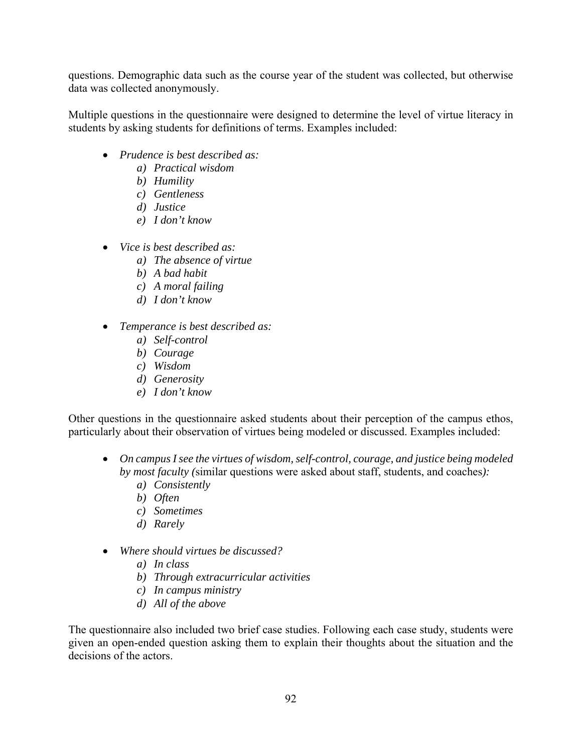questions. Demographic data such as the course year of the student was collected, but otherwise data was collected anonymously.

Multiple questions in the questionnaire were designed to determine the level of virtue literacy in students by asking students for definitions of terms. Examples included:

- *Prudence is best described as:*
    a) *Practical wisdom*
    b) *Humility*
    c) *Gentleness*
    d) *Justice*
    e) *I don't know*

- *Vice is best described as:*
    a) *The absence of virtue*
    b) *A bad habit*
    c) *A moral failing*
    d) *I don't know*

- *Temperance is best described as:*
    a) *Self-control*
    b) *Courage*
    c) *Wisdom*
    d) *Generosity*
    e) *I don't know*

Other questions in the questionnaire asked students about their perception of the campus ethos, particularly about their observation of virtues being modeled or discussed. Examples included:

- *On campus I see the virtues of wisdom, self-control, courage, and justice being modeled by most faculty (*similar questions were asked about staff, students, and coaches*):*
    a) *Consistently*
    b) *Often*
    c) *Sometimes*
    d) *Rarely*

- *Where should virtues be discussed?*
    a) *In class*
    b) *Through extracurricular activities*
    c) *In campus ministry*
    d) *All of the above*

The questionnaire also included two brief case studies. Following each case study, students were given an open-ended question asking them to explain their thoughts about the situation and the decisions of the actors.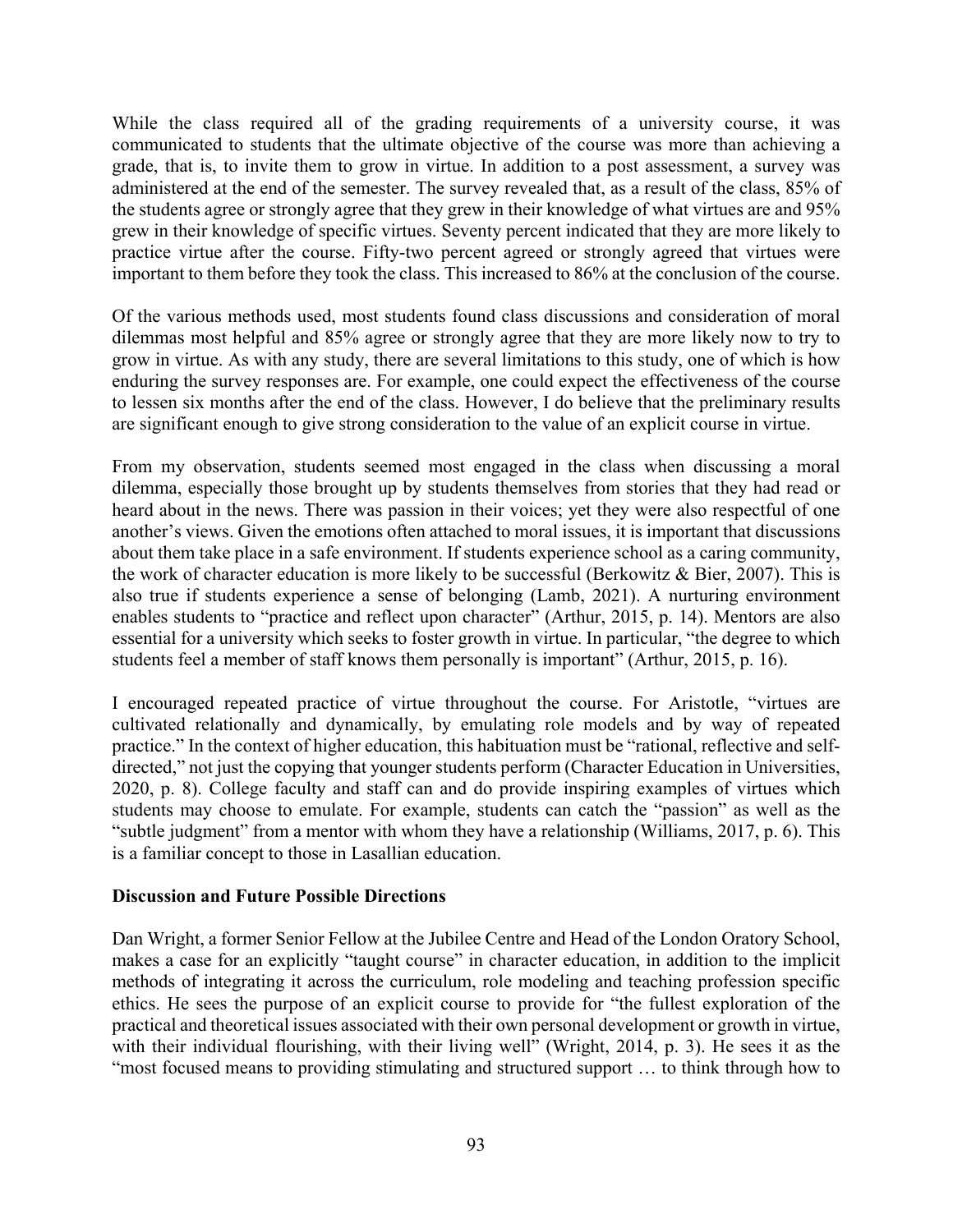While the class required all of the grading requirements of a university course, it was communicated to students that the ultimate objective of the course was more than achieving a grade, that is, to invite them to grow in virtue. In addition to a post assessment, a survey was administered at the end of the semester. The survey revealed that, as a result of the class, 85% of the students agree or strongly agree that they grew in their knowledge of what virtues are and 95% grew in their knowledge of specific virtues. Seventy percent indicated that they are more likely to practice virtue after the course. Fifty-two percent agreed or strongly agreed that virtues were important to them before they took the class. This increased to 86% at the conclusion of the course.

Of the various methods used, most students found class discussions and consideration of moral dilemmas most helpful and 85% agree or strongly agree that they are more likely now to try to grow in virtue. As with any study, there are several limitations to this study, one of which is how enduring the survey responses are. For example, one could expect the effectiveness of the course to lessen six months after the end of the class. However, I do believe that the preliminary results are significant enough to give strong consideration to the value of an explicit course in virtue.

From my observation, students seemed most engaged in the class when discussing a moral dilemma, especially those brought up by students themselves from stories that they had read or heard about in the news. There was passion in their voices; yet they were also respectful of one another's views. Given the emotions often attached to moral issues, it is important that discussions about them take place in a safe environment. If students experience school as a caring community, the work of character education is more likely to be successful (Berkowitz & Bier, 2007). This is also true if students experience a sense of belonging (Lamb, 2021). A nurturing environment enables students to "practice and reflect upon character" (Arthur, 2015, p. 14). Mentors are also essential for a university which seeks to foster growth in virtue. In particular, "the degree to which students feel a member of staff knows them personally is important" (Arthur, 2015, p. 16).

I encouraged repeated practice of virtue throughout the course. For Aristotle, "virtues are cultivated relationally and dynamically, by emulating role models and by way of repeated practice." In the context of higher education, this habituation must be "rational, reflective and self-directed," not just the copying that younger students perform (Character Education in Universities, 2020, p. 8). College faculty and staff can and do provide inspiring examples of virtues which students may choose to emulate. For example, students can catch the "passion" as well as the "subtle judgment" from a mentor with whom they have a relationship (Williams, 2017, p. 6). This is a familiar concept to those in Lasallian education.

**Discussion and Future Possible Directions**

Dan Wright, a former Senior Fellow at the Jubilee Centre and Head of the London Oratory School, makes a case for an explicitly "taught course" in character education, in addition to the implicit methods of integrating it across the curriculum, role modeling and teaching profession specific ethics. He sees the purpose of an explicit course to provide for "the fullest exploration of the practical and theoretical issues associated with their own personal development or growth in virtue, with their individual flourishing, with their living well" (Wright, 2014, p. 3). He sees it as the "most focused means to providing stimulating and structured support … to think through how to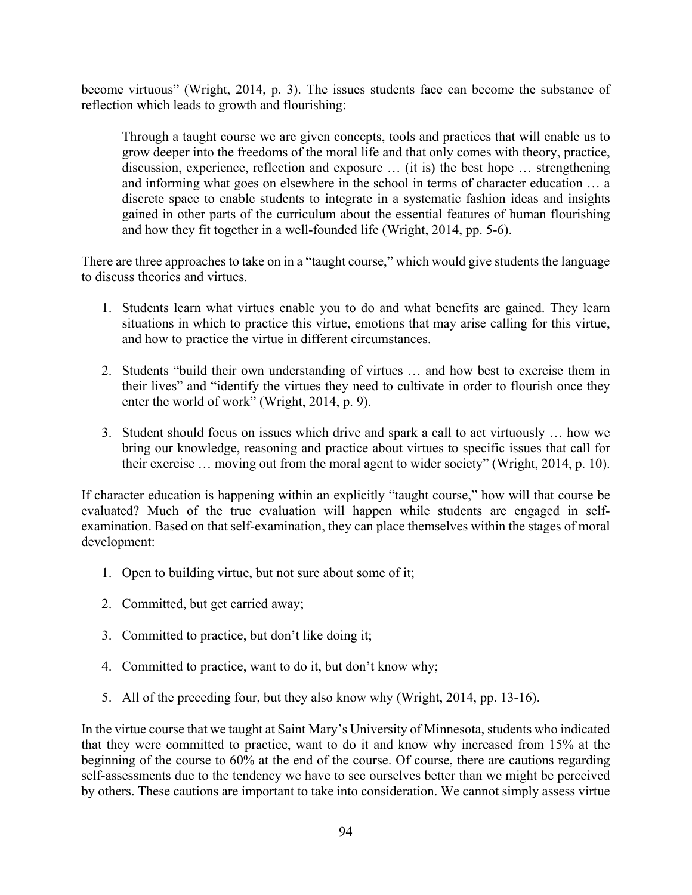become virtuous" (Wright, 2014, p. 3). The issues students face can become the substance of reflection which leads to growth and flourishing:

> Through a taught course we are given concepts, tools and practices that will enable us to grow deeper into the freedoms of the moral life and that only comes with theory, practice, discussion, experience, reflection and exposure … (it is) the best hope … strengthening and informing what goes on elsewhere in the school in terms of character education … a discrete space to enable students to integrate in a systematic fashion ideas and insights gained in other parts of the curriculum about the essential features of human flourishing and how they fit together in a well-founded life (Wright, 2014, pp. 5-6).

There are three approaches to take on in a "taught course," which would give students the language to discuss theories and virtues.

1. Students learn what virtues enable you to do and what benefits are gained. They learn situations in which to practice this virtue, emotions that may arise calling for this virtue, and how to practice the virtue in different circumstances.

2. Students "build their own understanding of virtues … and how best to exercise them in their lives" and "identify the virtues they need to cultivate in order to flourish once they enter the world of work" (Wright, 2014, p. 9).

3. Student should focus on issues which drive and spark a call to act virtuously … how we bring our knowledge, reasoning and practice about virtues to specific issues that call for their exercise … moving out from the moral agent to wider society" (Wright, 2014, p. 10).

If character education is happening within an explicitly "taught course," how will that course be evaluated? Much of the true evaluation will happen while students are engaged in self-examination. Based on that self-examination, they can place themselves within the stages of moral development:

1. Open to building virtue, but not sure about some of it;

2. Committed, but get carried away;

3. Committed to practice, but don't like doing it;

4. Committed to practice, want to do it, but don't know why;

5. All of the preceding four, but they also know why (Wright, 2014, pp. 13-16).

In the virtue course that we taught at Saint Mary's University of Minnesota, students who indicated that they were committed to practice, want to do it and know why increased from 15% at the beginning of the course to 60% at the end of the course. Of course, there are cautions regarding self-assessments due to the tendency we have to see ourselves better than we might be perceived by others. These cautions are important to take into consideration. We cannot simply assess virtue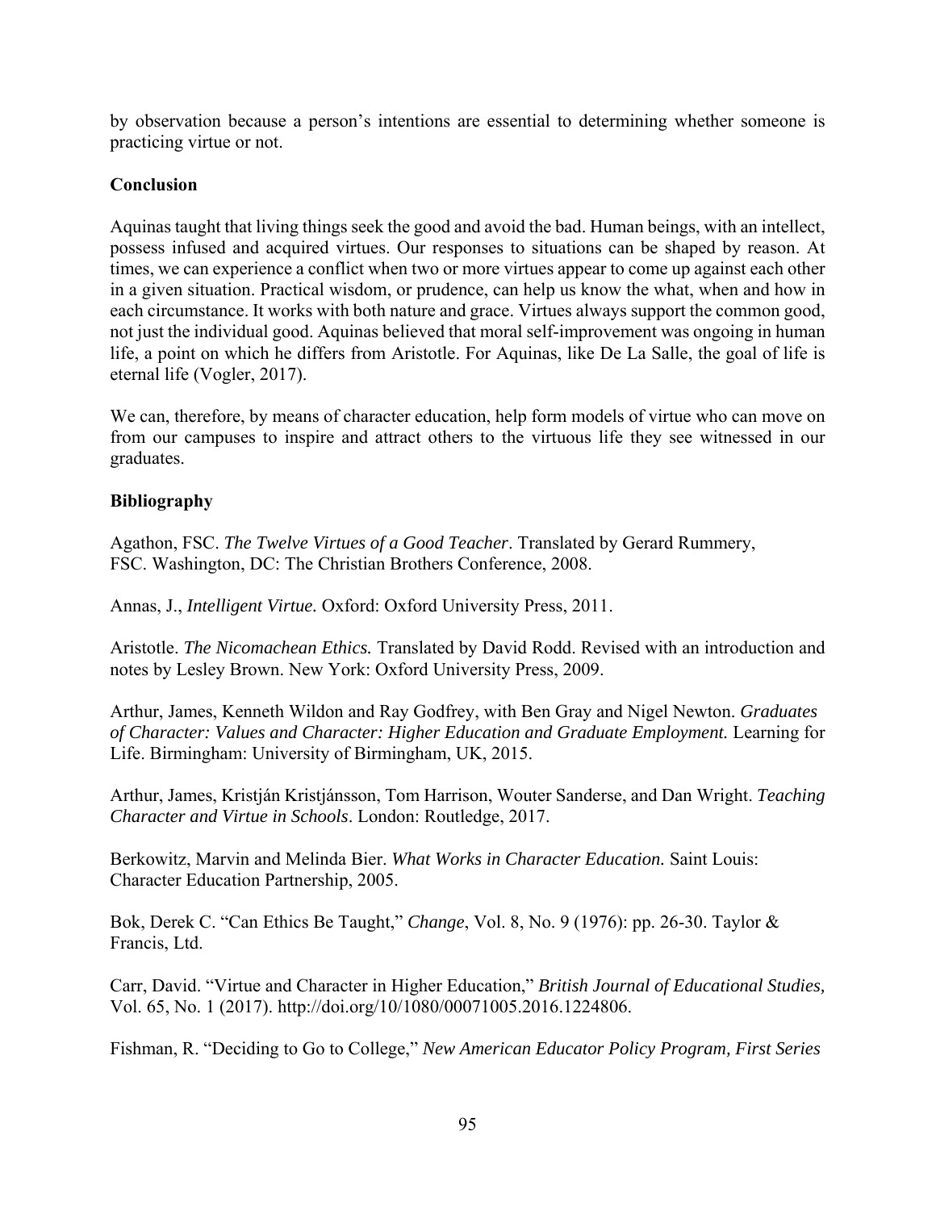by observation because a person's intentions are essential to determining whether someone is practicing virtue or not.

## Conclusion

Aquinas taught that living things seek the good and avoid the bad. Human beings, with an intellect, possess infused and acquired virtues. Our responses to situations can be shaped by reason. At times, we can experience a conflict when two or more virtues appear to come up against each other in a given situation. Practical wisdom, or prudence, can help us know the what, when and how in each circumstance. It works with both nature and grace. Virtues always support the common good, not just the individual good. Aquinas believed that moral self-improvement was ongoing in human life, a point on which he differs from Aristotle. For Aquinas, like De La Salle, the goal of life is eternal life (Vogler, 2017).

We can, therefore, by means of character education, help form models of virtue who can move on from our campuses to inspire and attract others to the virtuous life they see witnessed in our graduates.

## Bibliography

Agathon, FSC. *The Twelve Virtues of a Good Teacher*. Translated by Gerard Rummery, FSC. Washington, DC: The Christian Brothers Conference, 2008.

Annas, J., *Intelligent Virtue.* Oxford: Oxford University Press, 2011.

Aristotle. *The Nicomachean Ethics.* Translated by David Rodd. Revised with an introduction and notes by Lesley Brown. New York: Oxford University Press, 2009.

Arthur, James, Kenneth Wildon and Ray Godfrey, with Ben Gray and Nigel Newton. *Graduates of Character: Values and Character: Higher Education and Graduate Employment.* Learning for Life. Birmingham: University of Birmingham, UK, 2015.

Arthur, James, Kristján Kristjánsson, Tom Harrison, Wouter Sanderse, and Dan Wright. *Teaching Character and Virtue in Schools*. London: Routledge, 2017.

Berkowitz, Marvin and Melinda Bier. *What Works in Character Education.* Saint Louis: Character Education Partnership, 2005.

Bok, Derek C. "Can Ethics Be Taught," *Change*, Vol. 8, No. 9 (1976): pp. 26-30. Taylor & Francis, Ltd.

Carr, David. "Virtue and Character in Higher Education," *British Journal of Educational Studies,* Vol. 65, No. 1 (2017). http://doi.org/10/1080/00071005.2016.1224806.

Fishman, R. "Deciding to Go to College," *New American Educator Policy Program, First Series*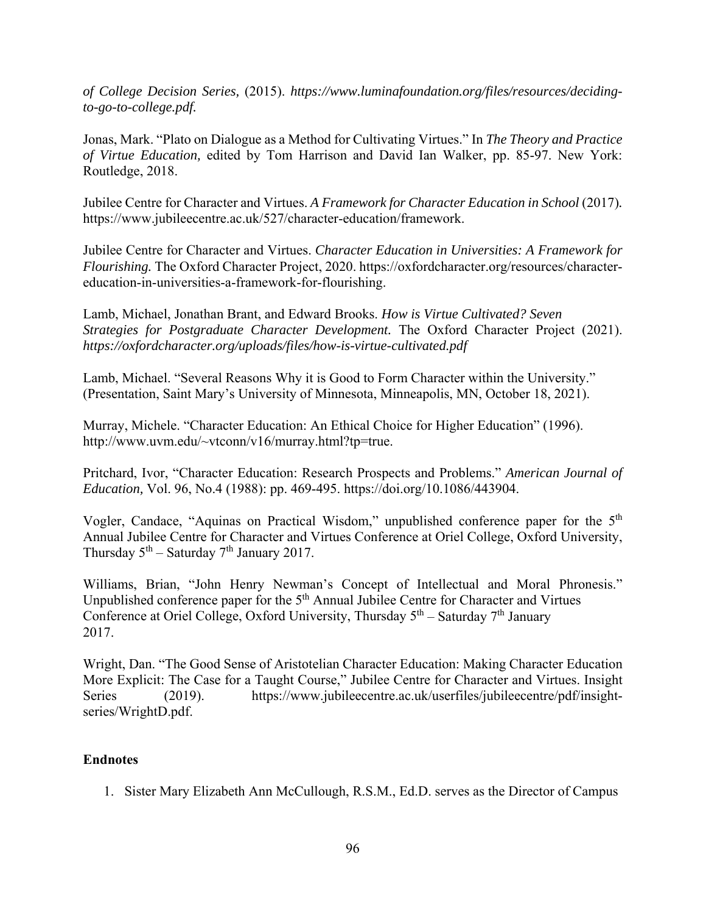*of College Decision Series,* (2015). *https://www.luminafoundation.org/files/resources/deciding-to-go-to-college.pdf.*

Jonas, Mark. "Plato on Dialogue as a Method for Cultivating Virtues." In *The Theory and Practice of Virtue Education,* edited by Tom Harrison and David Ian Walker, pp. 85-97. New York: Routledge, 2018.

Jubilee Centre for Character and Virtues. *A Framework for Character Education in School* (2017). https://www.jubileecentre.ac.uk/527/character-education/framework.

Jubilee Centre for Character and Virtues. *Character Education in Universities: A Framework for Flourishing.* The Oxford Character Project, 2020. https://oxfordcharacter.org/resources/character-education-in-universities-a-framework-for-flourishing.

Lamb, Michael, Jonathan Brant, and Edward Brooks. *How is Virtue Cultivated? Seven Strategies for Postgraduate Character Development.* The Oxford Character Project (2021). *https://oxfordcharacter.org/uploads/files/how-is-virtue-cultivated.pdf*

Lamb, Michael. "Several Reasons Why it is Good to Form Character within the University." (Presentation, Saint Mary's University of Minnesota, Minneapolis, MN, October 18, 2021).

Murray, Michele. "Character Education: An Ethical Choice for Higher Education" (1996). http://www.uvm.edu/~vtconn/v16/murray.html?tp=true.

Pritchard, Ivor, "Character Education: Research Prospects and Problems." *American Journal of Education,* Vol. 96, No.4 (1988): pp. 469-495. https://doi.org/10.1086/443904.

Vogler, Candace, "Aquinas on Practical Wisdom," unpublished conference paper for the 5th Annual Jubilee Centre for Character and Virtues Conference at Oriel College, Oxford University, Thursday 5th – Saturday 7th January 2017.

Williams, Brian, "John Henry Newman's Concept of Intellectual and Moral Phronesis." Unpublished conference paper for the 5th Annual Jubilee Centre for Character and Virtues Conference at Oriel College, Oxford University, Thursday 5th – Saturday 7th January 2017.

Wright, Dan. "The Good Sense of Aristotelian Character Education: Making Character Education More Explicit: The Case for a Taught Course," Jubilee Centre for Character and Virtues. Insight Series (2019). https://www.jubileecentre.ac.uk/userfiles/jubileecentre/pdf/insight-series/WrightD.pdf.

**Endnotes**

1. Sister Mary Elizabeth Ann McCullough, R.S.M., Ed.D. serves as the Director of Campus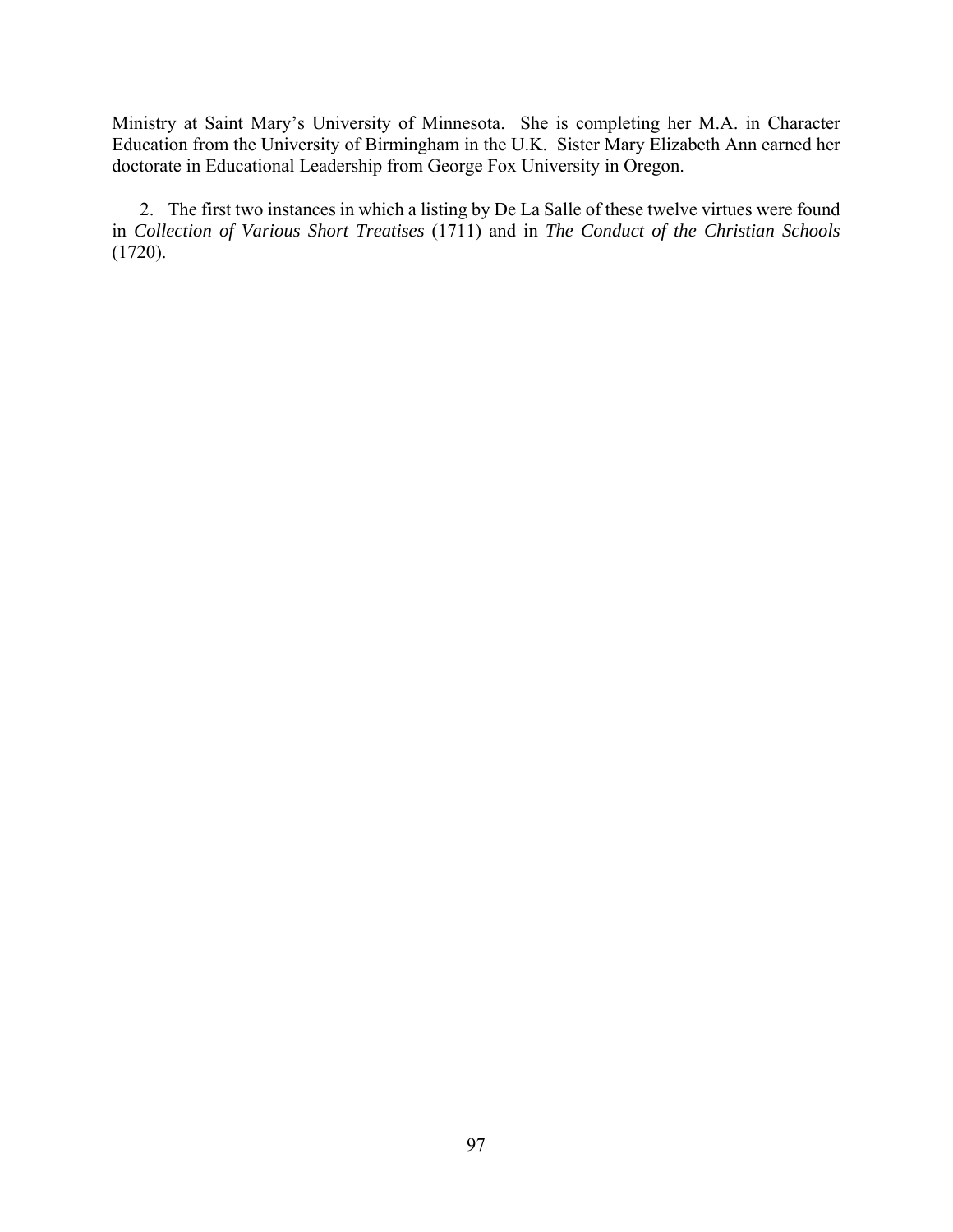Ministry at Saint Mary's University of Minnesota. She is completing her M.A. in Character Education from the University of Birmingham in the U.K. Sister Mary Elizabeth Ann earned her doctorate in Educational Leadership from George Fox University in Oregon.

2. The first two instances in which a listing by De La Salle of these twelve virtues were found in *Collection of Various Short Treatises* (1711) and in *The Conduct of the Christian Schools* (1720).